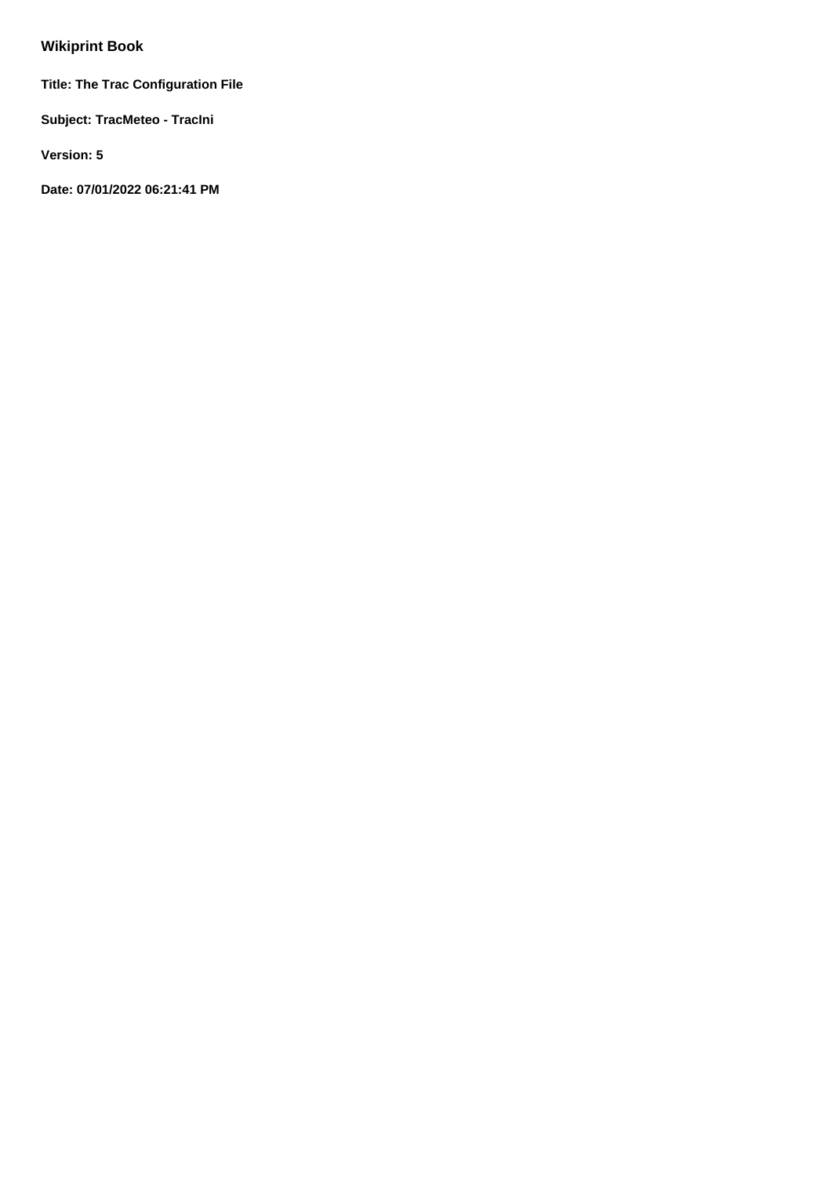# Wikiprint Book

**Title: The Trac Configuration File**

**Subject: TracMeteo - TracIni**

**Version: 5**

**Date: 07/01/2022 06:21:41 PM**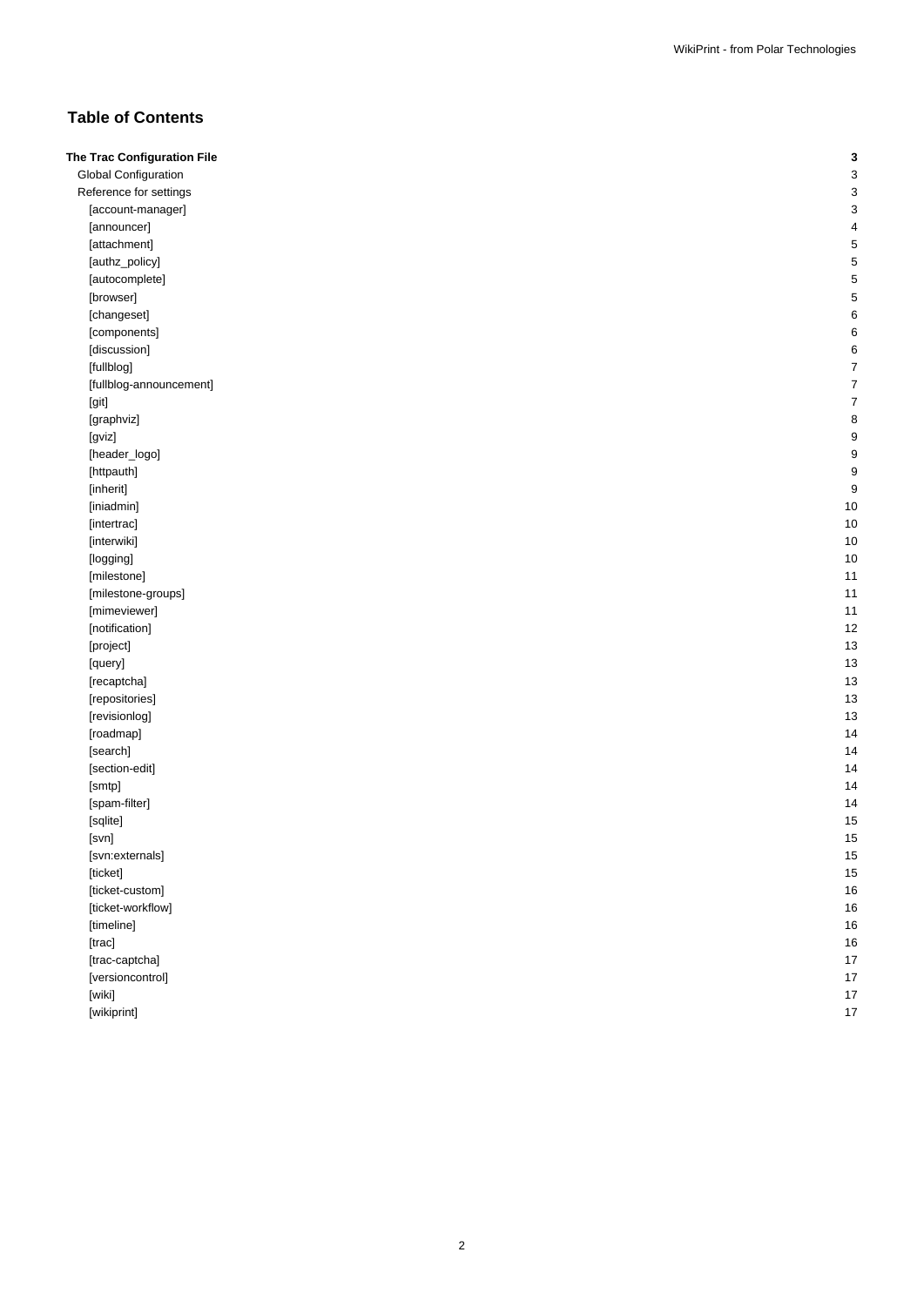## Table of Contents

| | |
|---|---|
| **The Trac Configuration File** | **3** |
| Global Configuration | 3 |
| Reference for settings | 3 |
| [account-manager] | 3 |
| [announcer] | 4 |
| [attachment] | 5 |
| [authz_policy] | 5 |
| [autocomplete] | 5 |
| [browser] | 5 |
| [changeset] | 6 |
| [components] | 6 |
| [discussion] | 6 |
| [fullblog] | 7 |
| [fullblog-announcement] | 7 |
| [git] | 7 |
| [graphviz] | 8 |
| [gviz] | 9 |
| [header_logo] | 9 |
| [httpauth] | 9 |
| [inherit] | 9 |
| [iniadmin] | 10 |
| [intertrac] | 10 |
| [interwiki] | 10 |
| [logging] | 10 |
| [milestone] | 11 |
| [milestone-groups] | 11 |
| [mimeviewer] | 11 |
| [notification] | 12 |
| [project] | 13 |
| [query] | 13 |
| [recaptcha] | 13 |
| [repositories] | 13 |
| [revisionlog] | 13 |
| [roadmap] | 14 |
| [search] | 14 |
| [section-edit] | 14 |
| [smtp] | 14 |
| [spam-filter] | 14 |
| [sqlite] | 15 |
| [svn] | 15 |
| [svn:externals] | 15 |
| [ticket] | 15 |
| [ticket-custom] | 16 |
| [ticket-workflow] | 16 |
| [timeline] | 16 |
| [trac] | 16 |
| [trac-captcha] | 17 |
| [versioncontrol] | 17 |
| [wiki] | 17 |
| [wikiprint] | 17 |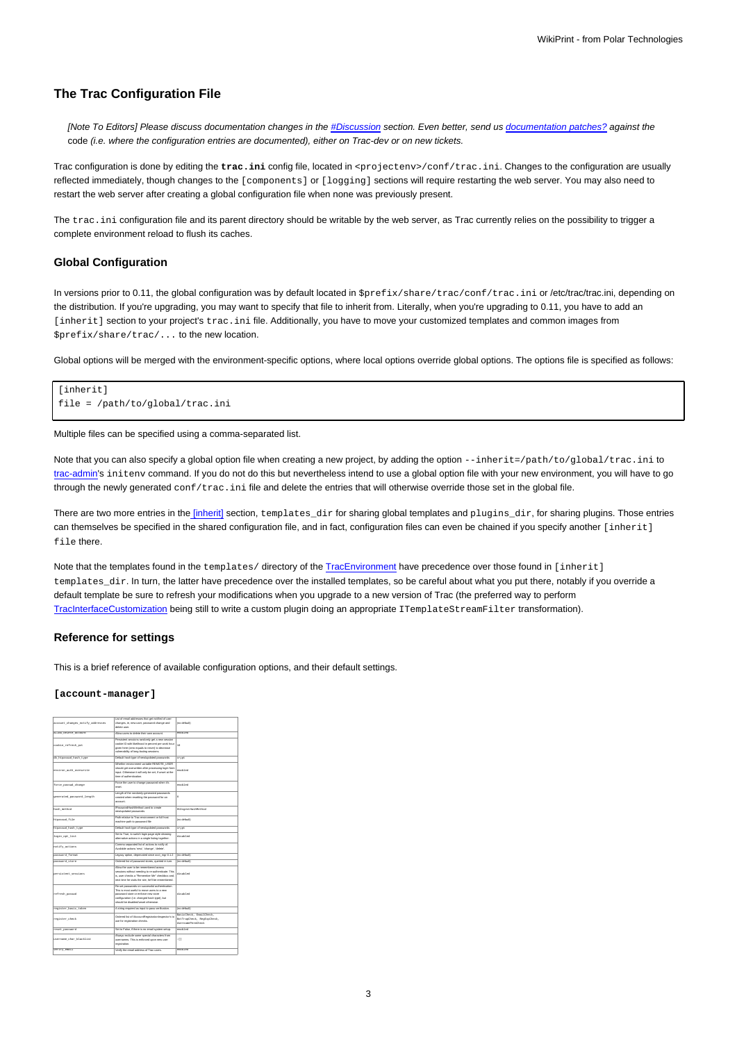## The Trac Configuration File

*[Note To Editors] Please discuss documentation changes in the [#Discussion](#Discussion) section. Even better, send us [documentation patches?](#) against the* code *(i.e. where the configuration entries are documented), either on Trac-dev or on new tickets.*

Trac configuration is done by editing the **`trac.ini`** config file, located in `<projectenv>/conf/trac.ini`. Changes to the configuration are usually reflected immediately, though changes to the `[components]` or `[logging]` sections will require restarting the web server. You may also need to restart the web server after creating a global configuration file when none was previously present.

The `trac.ini` configuration file and its parent directory should be writable by the web server, as Trac currently relies on the possibility to trigger a complete environment reload to flush its caches.

### Global Configuration

In versions prior to 0.11, the global configuration was by default located in `$prefix/share/trac/conf/trac.ini` or /etc/trac/trac.ini, depending on the distribution. If you're upgrading, you may want to specify that file to inherit from. Literally, when you're upgrading to 0.11, you have to add an `[inherit]` section to your project's `trac.ini` file. Additionally, you have to move your customized templates and common images from `$prefix/share/trac/...` to the new location.

Global options will be merged with the environment-specific options, where local options override global options. The options file is specified as follows:

```
[inherit]
file = /path/to/global/trac.ini
```

Multiple files can be specified using a comma-separated list.

Note that you can also specify a global option file when creating a new project, by adding the option `--inherit=/path/to/global/trac.ini` to [trac-admin](#)'s `initenv` command. If you do not do this but nevertheless intend to use a global option file with your new environment, you will have to go through the newly generated `conf/trac.ini` file and delete the entries that will otherwise override those set in the global file.

There are two more entries in the [[inherit]](#) section, `templates_dir` for sharing global templates and `plugins_dir`, for sharing plugins. Those entries can themselves be specified in the shared configuration file, and in fact, configuration files can even be chained if you specify another `[inherit] file` there.

Note that the templates found in the `templates/` directory of the [TracEnvironment](#) have precedence over those found in `[inherit] templates_dir`. In turn, the latter have precedence over the installed templates, so be careful about what you put there, notably if you override a default template be sure to refresh your modifications when you upgrade to a new version of Trac (the preferred way to perform [TracInterfaceCustomization](#) being still to write a custom plugin doing an appropriate `ITemplateStreamFilter` transformation).

### Reference for settings

This is a brief reference of available configuration options, and their default settings.

#### `[account-manager]`

| | | |
|---|---|---|
| account_changes_notify_addresses | List of email addresses that get notified of user changes, ie, new user, password change and delete user. | (no default) |
| allow_delete_account | Allow users to delete their own account. | enabled |
| cookie_refresh_pct | Persistent sessions randomly get a new session cookie ID with likelihood in percent per work hour given here (zero equals to never) to decrease vulnerability of long-lasting sessions. | 10 |
| db_htpasswd_hash_type | Default hash type of new/updated passwords | crypt |
| environ_auth_overwrite | Whether environment variable REMOTE_USER should get overwritten after processing login form input. Otherwise it will only be set, if unset at the time of authentication. | enabled |
| force_passwd_change | Force the user to change password when it's reset. | enabled |
| generated_password_length | Length of the randomly-generated passwords created when resetting the password for an account. | 8 |
| hash_method | IPasswordHashMethod used to create new/updated passwords | HtDigestHashMethod |
| htpasswd_file | Path relative to Trac environment or full host machine path to password file | (no default) |
| htpasswd_hash_type | Default hash type of new/updated passwords | crypt |
| login_opt_list | Set to True, to switch login page style showing alternative actions in a single listing together. | disabled |
| notify_actions | Comma separated list of actions to notify of. Available actions 'new', 'change', 'delete'. | |
| password_format | Legacy option, deprecated since acct_mgr-0.1.2 | (no default) |
| password_store | Ordered list of password stores, queried in turn. | (no default) |
| persistent_sessions | Allow the user to be remembered across sessions without needing to re-authenticate. This is, user checks a "Remember Me" checkbox and, next time he visits the site, he'll be remembered. | disabled |
| refresh_passwd | Re-set passwords on successful authentication. This is most useful to move users to a new password store or enforce new store configuration (i.e. changed hash type), but should be disabled/unset otherwise. | disabled |
| register_basic_token | A string required as input to pass verification. | (no default) |
| register_check | Ordered list of IAccountRegistrationInspector's to use for registration checks. | BasicCheck, EmailCheck, BotTrapCheck, RegExpCheck, UsernamePermCheck |
| reset_password | Set to False, if there is no email system setup. | enabled |
| username_char_blacklist | Always exclude some special characters from usernames. This is enforced upon new user registration. | :[] |
| verify_email | Verify the email address of Trac users. | enabled |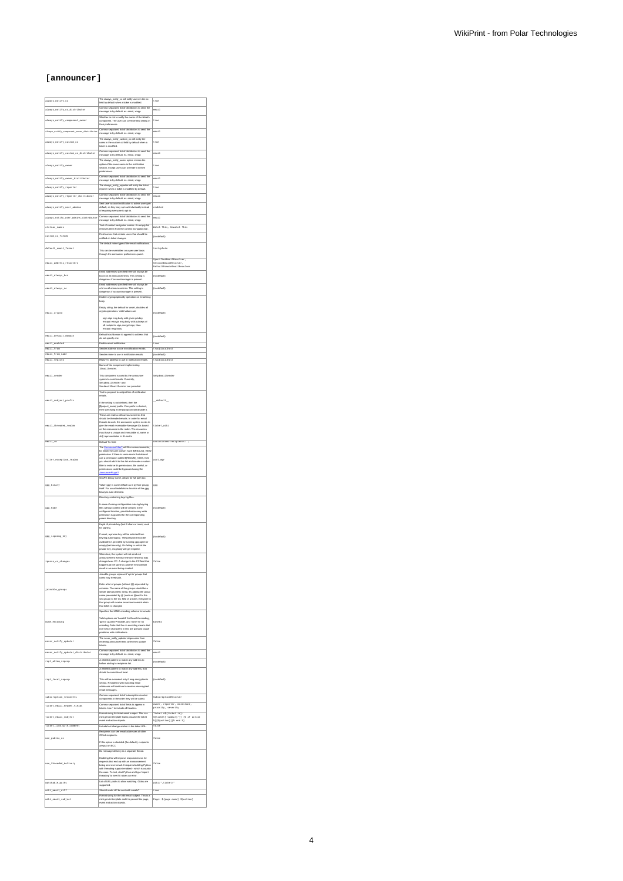# [announcer]

| | | |
|---|---|---|
| always_notify_cc | The always_notify_cc will notify users in the cc field by default when a ticket is modified. | true |
| always_notify_cc_distributor | Comma seperated list of distributors to send the message to by default. ex. email, xmpp | email |
| always_notify_component_owner | Whether or not to notify the owner of the ticket's component. The user can override this setting in their preferences. | true |
| always_notify_component_owner_distributor | Comma seperated list of distributors to send the message to by default. ex. email, xmpp | email |
| always_notify_custom_cc | The always_notify_custom_cc will notify the users in the custom cc field by default when a ticket is modified. | true |
| always_notify_custom_cc_distributor | Comma seperated list of distributors to send the message to by default. ex. email, xmpp | email |
| always_notify_owner | The always_notify_owner option mimics the option of the same name in the notification section, except users can override it in their preferences. | true |
| always_notify_owner_distributor | Comma seperated list of distributors to send the message to by default. ex. email, xmpp | email |
| always_notify_reporter | The always_notify_reporter will notify the ticket reporter when a ticket is modified by default. | true |
| always_notify_reporter_distributor | Comma seperated list of distributors to send the message to by default. ex. email, xmpp | email |
| always_notify_user_admins | Sent user account notification to admin users per default, so they may opt-out individually instead of requiring everyone to opt-in. | enabled |
| always_notify_user_admins_distributor | Comma seperated list of distributors to send the message to by default. ex. email, xmpp | email |
| ctxtnav_names | Text of context navigation entries. An empty list removes them from the context navigation bar. | Watch This, Unwatch This |
| custom_cc_fields | Field names that contain users that should be notified on ticket changes | (no default) |
| default_email_format | The default mime type of the email notifications.<br><br>This can be overridden on a per user basis through the announcer preferences panel. | text/plain |
| email_address_resolvers | | SpecifiedEmailResolver, SessionEmailResolver, DefaultDomainEmailResolver |
| email_always_bcc | Email addresses specified here will always be bcc'd on all announcements. This setting is dangerous if accountmanager is present. | (no default) |
| email_always_cc | Email addresses specified here will always be cc'd on all announcements. This setting is dangerous if accountmanager is present. | (no default) |
| email_crypto | Enable cryptographically operation on email msg body.<br><br>Empty string, the default for unset, disables all crypto operations. Valid values are:<br><br>sign sign msg body with given privkey<br>encrypt encrypt msg body with pubkeys of all recipients sign,encrypt sign, than encrypt msg body | (no default) |
| email_default_domain | Default host/domain to append to address that do not specify one | (no default) |
| email_enabled | Enable email notification. | true |
| email_from | Sender address to use in notification emails. | trac@localhost |
| email_from_name | Sender name to use in notification emails. | (no default) |
| email_replyto | Reply-To address to use in notification emails. | trac@localhost |
| email_sender | Name of the component implementing IEmailSender.<br><br>This component is used by the announcer system to send emails. Currently, SmtpEmailSender and SendmailEmailSender are provided. | SmtpEmailSender |
| email_subject_prefix | Text to prepend to subject line of notification emails.<br><br>If the setting is not defined, then the [$project_name] prefix. If no prefix is desired, then specifying an empty option will disable it. | __default__ |
| email_threaded_realms | These are realms with announcements that should be threaded emails. In order for email threads to work, the announcer system needs to give the email recreatable Message-IDs based on the resources in the realm. The resources must have a unique and immutable id, name or str() representation in it's realm | ticket,wiki |
| email_to | Default To: field | undisclosed-recipients: ; |
| filter_exception_realms | The PermissionFilter will filter announcements, for which the user doesn't have ${REALM}_VIEW permission. If there is some realm that doesn't use a permission called ${REALM}_VIEW, then you should add it to this list and create a custom filter to enforce it's permissions. Be careful, or permissions could be bypassed using the AnnouncerPlugin. | acct_mgr |
| gpg_binary | GnuPG binary name, allows for full path too.<br><br>Value 'gpg' is same default as in python-gnupg itself. For usual installations location of the gpg binary is auto-detected. | gpg |
| gpg_home | Directory containing keyring files.<br><br>In case of wrong configuration missing keyring files without content will be created in the configured location, provided necessary write permssion is granted for the corresponding parent directory. | (no default) |
| gpg_signing_key | Keyid of private key (last 8 chars or more) used for signing.<br><br>If unset, a private key will be selected from keyring automagicly. The password must be available i.e. provided by running gpg-agent or empty (bad security). On failing to unlock the private key, msg body will get emptied. | (no default) |
| ignore_cc_changes | When true, the system will not send out announcement events if the only field that was changed was CC. A change to the CC field that happens at the same as another field will still result in an event being created. | false |
| joinable_groups | Joinable groups represent 'opt-in' groups that users may freely join.<br><br>Enter a list of groups (without @) seperated by commas. The name of the groups should be a simple alphanumeric string. By adding the group name preceeded by @ (such as @sec for the sec group) to the CC field of a ticket, everyone in that group will receive an announcement when that ticket is changed. | |
| mime_encoding | Specifies the MIME encoding scheme for emails.<br><br>Valid options are 'base64' for Base64 encoding, 'qp' for Quoted-Printable, and 'none' for no encoding. Note that the no encoding means that non-ASCII characters in text are going to cause problems with notifications. | base64 |
| never_notify_updater | The never_notify_updater stops users from recieving announcements when they update tickets. | false |
| never_notify_updater_distributor | Comma seperated list of distributors to send the message to by default. ex. email, xmpp | email |
| rcpt_allow_regexp | A whitelist pattern to match any address to before adding to recipients list. | (no default) |
| rcpt_local_regexp | A whitelist pattern to match any address, that should be considered local.<br><br>This will be evaluated only if msg encryption is set too. Recipients with matching email addresses will continue to receive unencrypted email messages. | (no default) |
| subscription_resolvers | Comma seperated list of subscription resolver components in the order they will be called. | SubscriptionResolver |
| ticket_email_header_fields | Comma seperated list of fields to appear in tickets. Use * to include all headers. | owner, reporter, milestone, priority, severity |
| ticket_email_subject | Format string for ticket email subject. This is a mini genshi template that is passed the ticket event and action objects. | Ticket #${ticket.id}: ${ticket['summary']} {% if action %}[${action}]{% end %} |
| ticket_link_with_comment | Include last change anchor in the ticket URL. | false |
| use_public_cc | Recipients can see email addresses of other CC'ed recipients.<br><br>If this option is disabled (the default), recipients are put on BCC | false |
| use_threaded_delivery | Do message delivery in a separate thread.<br><br>Enabling this will improve responsiveness for requests that end up with an announcement being sent over email. It requires building Python with threading support enabled-- which is usually the case. To test, start Python and type 'import threading' to see if it raises an error. | false |
| watchable_paths | List of URL paths to allow watching. Globs are supported. | wiki/*,ticket/* |
| wiki_email_diff | Should a wiki diff be sent with emails? | true |
| wiki_email_subject | Format string for the wiki email subject. This is a mini genshi template and it is passed the page, event and action objects. | Page: ${page.name} ${action} |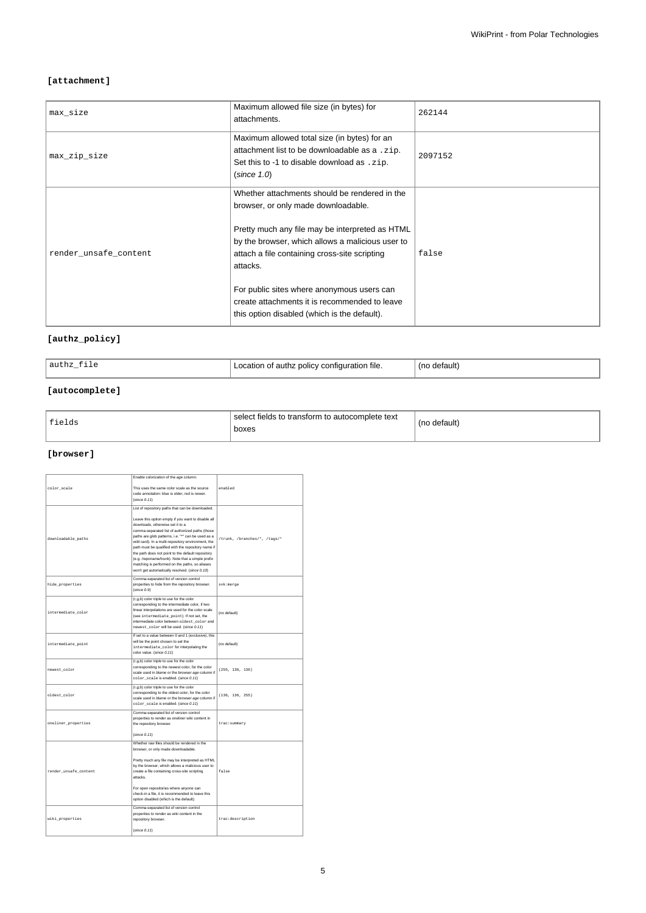**[attachment]**

| | | |
|---|---|---|
| `max_size` | Maximum allowed file size (in bytes) for attachments. | `262144` |
| `max_zip_size` | Maximum allowed total size (in bytes) for an attachment list to be downloadable as a `.zip`. Set this to -1 to disable download as `.zip`. (*since 1.0*) | `2097152` |
| `render_unsafe_content` | Whether attachments should be rendered in the browser, or only made downloadable.<br><br>Pretty much any file may be interpreted as HTML by the browser, which allows a malicious user to attach a file containing cross-site scripting attacks.<br><br>For public sites where anonymous users can create attachments it is recommended to leave this option disabled (which is the default). | `false` |

**[authz_policy]**

| | | |
|---|---|---|
| `authz_file` | Location of authz policy configuration file. | (no default) |

**[autocomplete]**

| | | |
|---|---|---|
| `fields` | select fields to transform to autocomplete text boxes | (no default) |

**[browser]**

| | | |
|---|---|---|
| `color_scale` | Enable colorization of the *age* column.<br><br>This uses the same color scale as the source code annotation: blue is older, red is newer. (*since 0.11*) | `enabled` |
| `downloadable_paths` | List of repository paths that can be downloaded.<br><br>Leave this option empty if you want to disable all downloads, otherwise set it to a comma-separated list of authorized paths (those paths are glob patterns, i.e. "*" can be used as a wild card). In a multi-repository environment, the path must be qualified with the repository name if the path does not point to the default repository (e.g. /reponame/trunk). Note that a simple prefix matching is performed on the paths, so aliases won't get automatically resolved. (*since 0.10*) | `/trunk, /branches/*, /tags/*` |
| `hide_properties` | Comma-separated list of version control properties to hide from the repository browser. (*since 0.9*) | `svk:merge` |
| `intermediate_color` | (r,g,b) color triple to use for the color corresponding to the intermediate color, if two linear interpolations are used for the color scale (see `intermediate_point`). If not set, the intermediate color between `oldest_color` and `newest_color` will be used. (*since 0.11*) | (no default) |
| `intermediate_point` | If set to a value between 0 and 1 (exclusive), this will be the point chosen to set the `intermediate_color` for interpolating the color value. (*since 0.11*) | (no default) |
| `newest_color` | (r,g,b) color triple to use for the color corresponding to the newest color, for the color scale used in *blame* or the browser *age* column if `color_scale` is enabled. (*since 0.11*) | `(255, 136, 136)` |
| `oldest_color` | (r,g,b) color triple to use for the color corresponding to the oldest color, for the color scale used in *blame* or the browser *age* column if `color_scale` is enabled. (*since 0.11*) | `(136, 136, 255)` |
| `oneliner_properties` | Comma-separated list of version control properties to render as oneliner wiki content in the repository browser.<br><br>(*since 0.11*) | `trac:summary` |
| `render_unsafe_content` | Whether raw files should be rendered in the browser, or only made downloadable.<br><br>Pretty much any file may be interpreted as HTML by the browser, which allows a malicious user to create a file containing cross-site scripting attacks.<br><br>For open repositories where anyone can check-in a file, it is recommended to leave this option disabled (which is the default). | `false` |
| `wiki_properties` | Comma-separated list of version control properties to render as wiki content in the repository browser.<br><br>(*since 0.11*) | `trac:description` |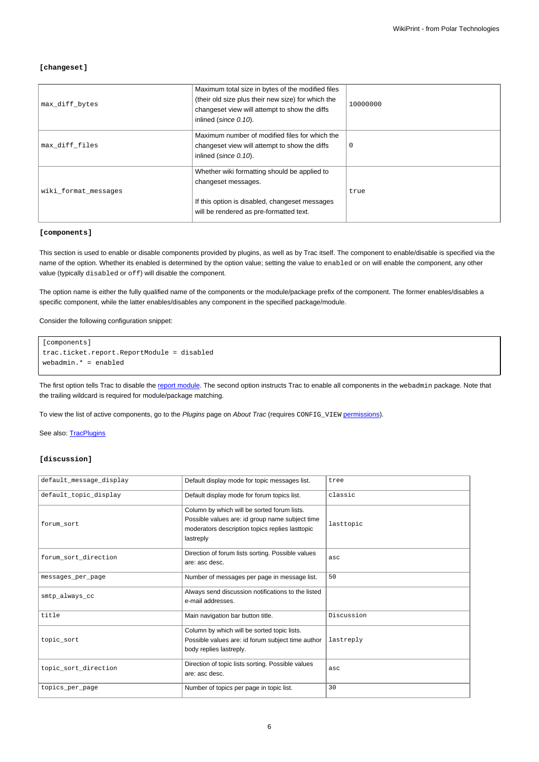#### `[changeset]`

| | | |
|---|---|---|
| `max_diff_bytes` | Maximum total size in bytes of the modified files (their old size plus their new size) for which the changeset view will attempt to show the diffs inlined (*since 0.10*). | `10000000` |
| `max_diff_files` | Maximum number of modified files for which the changeset view will attempt to show the diffs inlined (*since 0.10*). | `0` |
| `wiki_format_messages` | Whether wiki formatting should be applied to changeset messages.<br><br>If this option is disabled, changeset messages will be rendered as pre-formatted text. | `true` |

#### `[components]`

This section is used to enable or disable components provided by plugins, as well as by Trac itself. The component to enable/disable is specified via the name of the option. Whether its enabled is determined by the option value; setting the value to `enabled` or `on` will enable the component, any other value (typically `disabled` or `off`) will disable the component.

The option name is either the fully qualified name of the components or the module/package prefix of the component. The former enables/disables a specific component, while the latter enables/disables any component in the specified package/module.

Consider the following configuration snippet:

```
[components]
trac.ticket.report.ReportModule = disabled
webadmin.* = enabled
```

The first option tells Trac to disable the report module. The second option instructs Trac to enable all components in the `webadmin` package. Note that the trailing wildcard is required for module/package matching.

To view the list of active components, go to the *Plugins* page on *About Trac* (requires `CONFIG_VIEW` permissions).

See also: TracPlugins

#### `[discussion]`

| | | |
|---|---|---|
| `default_message_display` | Default display mode for topic messages list. | `tree` |
| `default_topic_display` | Default display mode for forum topics list. | `classic` |
| `forum_sort` | Column by which will be sorted forum lists. Possible values are: id group name subject time moderators description topics replies lasttopic lastreply | `lasttopic` |
| `forum_sort_direction` | Direction of forum lists sorting. Possible values are: asc desc. | `asc` |
| `messages_per_page` | Number of messages per page in message list. | `50` |
| `smtp_always_cc` | Always send discussion notifications to the listed e-mail addresses. | |
| `title` | Main navigation bar button title. | `Discussion` |
| `topic_sort` | Column by which will be sorted topic lists. Possible values are: id forum subject time author body replies lastreply. | `lastreply` |
| `topic_sort_direction` | Direction of topic lists sorting. Possible values are: asc desc. | `asc` |
| `topics_per_page` | Number of topics per page in topic list. | `30` |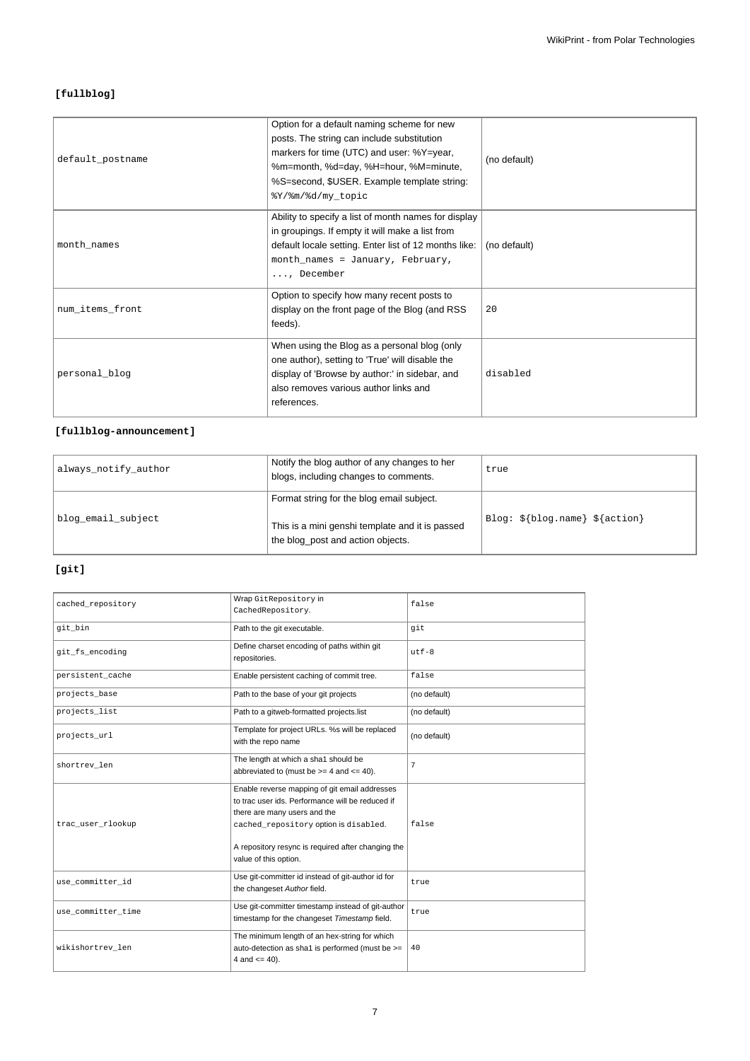**[fullblog]**

| | | |
|---|---|---|
| default_postname | Option for a default naming scheme for new posts. The string can include substitution markers for time (UTC) and user: %Y=year, %m=month, %d=day, %H=hour, %M=minute, %S=second, $USER. Example template string: `%Y/%m/%d/my_topic` | (no default) |
| month_names | Ability to specify a list of month names for display in groupings. If empty it will make a list from default locale setting. Enter list of 12 months like: `month_names = January, February, ..., December` | (no default) |
| num_items_front | Option to specify how many recent posts to display on the front page of the Blog (and RSS feeds). | 20 |
| personal_blog | When using the Blog as a personal blog (only one author), setting to 'True' will disable the display of 'Browse by author:' in sidebar, and also removes various author links and references. | disabled |

**[fullblog-announcement]**

| | | |
|---|---|---|
| always_notify_author | Notify the blog author of any changes to her blogs, including changes to comments. | true |
| blog_email_subject | Format string for the blog email subject.<br><br>This is a mini genshi template and it is passed the blog_post and action objects. | Blog: ${blog.name} ${action} |

**[git]**

| | | |
|---|---|---|
| cached_repository | Wrap `GitRepository` in `CachedRepository`. | false |
| git_bin | Path to the git executable. | git |
| git_fs_encoding | Define charset encoding of paths within git repositories. | utf-8 |
| persistent_cache | Enable persistent caching of commit tree. | false |
| projects_base | Path to the base of your git projects | (no default) |
| projects_list | Path to a gitweb-formatted projects.list | (no default) |
| projects_url | Template for project URLs. %s will be replaced with the repo name | (no default) |
| shortrev_len | The length at which a sha1 should be abbreviated to (must be >= 4 and <= 40). | 7 |
| trac_user_rlookup | Enable reverse mapping of git email addresses to trac user ids. Performance will be reduced if there are many users and the `cached_repository` option is `disabled`.<br><br>A repository resync is required after changing the value of this option. | false |
| use_committer_id | Use git-committer id instead of git-author id for the changeset *Author* field. | true |
| use_committer_time | Use git-committer timestamp instead of git-author timestamp for the changeset *Timestamp* field. | true |
| wikishortrev_len | The minimum length of an hex-string for which auto-detection as sha1 is performed (must be >= 4 and <= 40). | 40 |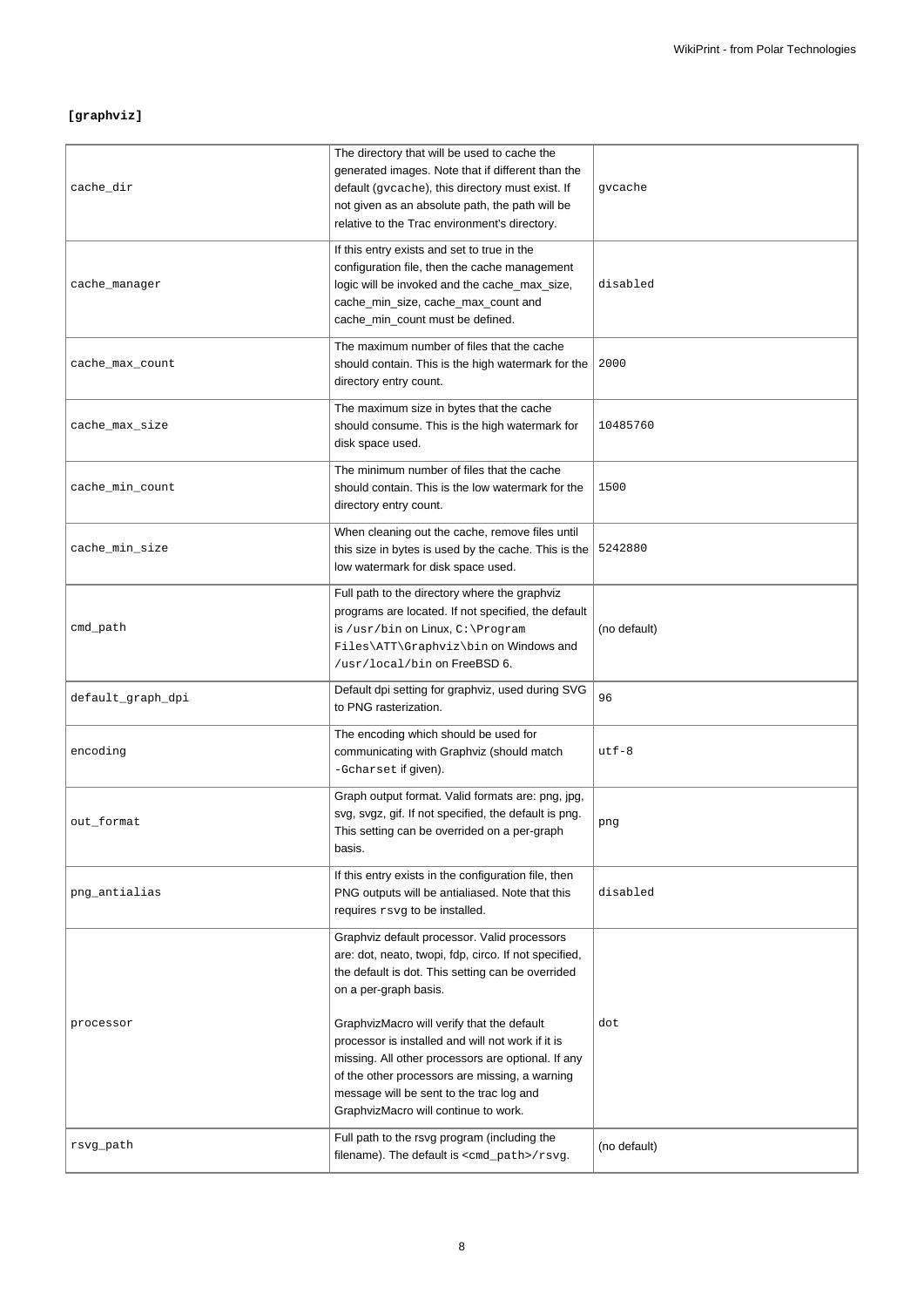**[graphviz]**

| | | |
|---|---|---|
| cache_dir | The directory that will be used to cache the generated images. Note that if different than the default (`gvcache`), this directory must exist. If not given as an absolute path, the path will be relative to the Trac environment's directory. | gvcache |
| cache_manager | If this entry exists and set to true in the configuration file, then the cache management logic will be invoked and the cache_max_size, cache_min_size, cache_max_count and cache_min_count must be defined. | disabled |
| cache_max_count | The maximum number of files that the cache should contain. This is the high watermark for the directory entry count. | 2000 |
| cache_max_size | The maximum size in bytes that the cache should consume. This is the high watermark for disk space used. | 10485760 |
| cache_min_count | The minimum number of files that the cache should contain. This is the low watermark for the directory entry count. | 1500 |
| cache_min_size | When cleaning out the cache, remove files until this size in bytes is used by the cache. This is the low watermark for disk space used. | 5242880 |
| cmd_path | Full path to the directory where the graphviz programs are located. If not specified, the default is `/usr/bin` on Linux, `C:\Program Files\ATT\Graphviz\bin` on Windows and `/usr/local/bin` on FreeBSD 6. | (no default) |
| default_graph_dpi | Default dpi setting for graphviz, used during SVG to PNG rasterization. | 96 |
| encoding | The encoding which should be used for communicating with Graphviz (should match `-Gcharset` if given). | utf-8 |
| out_format | Graph output format. Valid formats are: png, jpg, svg, svgz, gif. If not specified, the default is png. This setting can be overrided on a per-graph basis. | png |
| png_antialias | If this entry exists in the configuration file, then PNG outputs will be antialiased. Note that this requires `rsvg` to be installed. | disabled |
| processor | Graphviz default processor. Valid processors are: dot, neato, twopi, fdp, circo. If not specified, the default is dot. This setting can be overrided on a per-graph basis.<br><br>GraphvizMacro will verify that the default processor is installed and will not work if it is missing. All other processors are optional. If any of the other processors are missing, a warning message will be sent to the trac log and GraphvizMacro will continue to work. | dot |
| rsvg_path | Full path to the rsvg program (including the filename). The default is `<cmd_path>/rsvg`. | (no default) |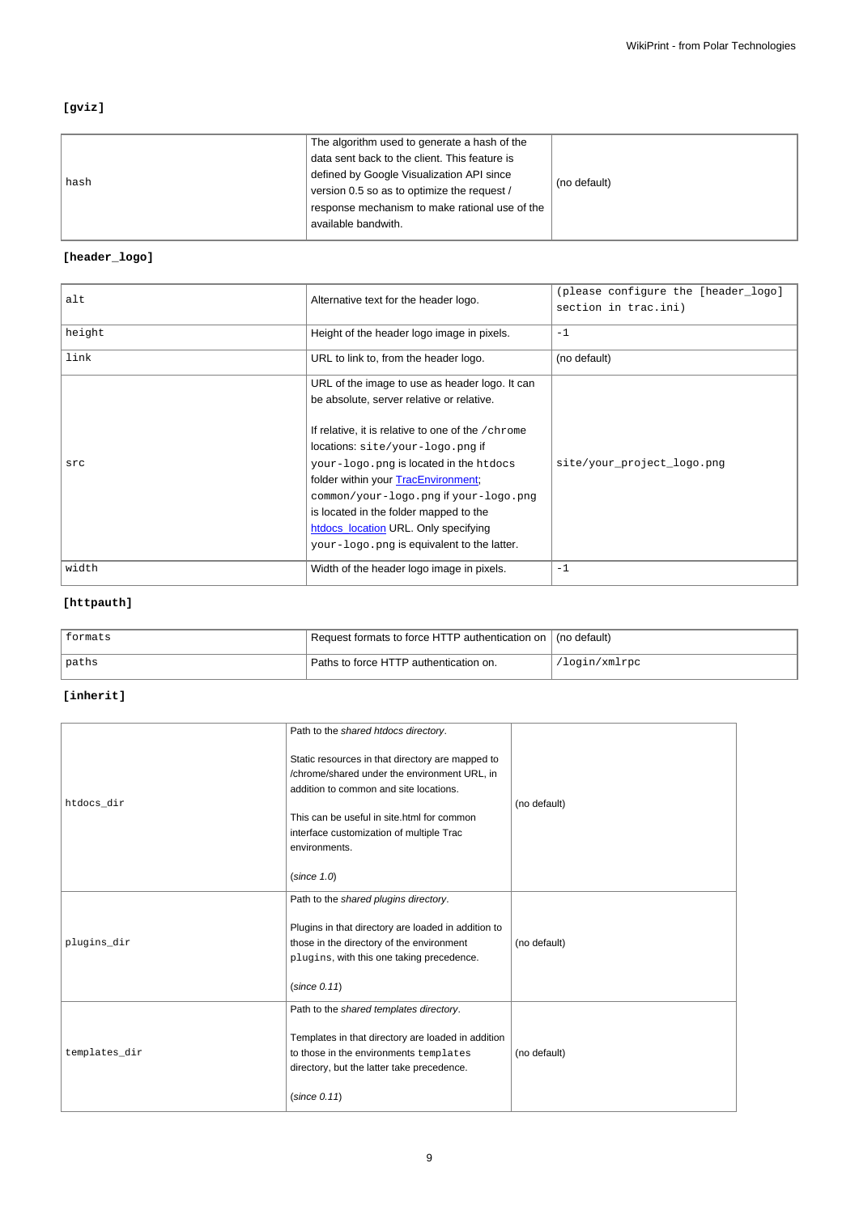#### [gviz]

| | | |
|---|---|---|
| hash | The algorithm used to generate a hash of the data sent back to the client. This feature is defined by Google Visualization API since version 0.5 so as to optimize the request / response mechanism to make rational use of the available bandwith. | (no default) |

#### [header_logo]

| | | |
|---|---|---|
| alt | Alternative text for the header logo. | (please configure the [header_logo] section in trac.ini) |
| height | Height of the header logo image in pixels. | -1 |
| link | URL to link to, from the header logo. | (no default) |
| src | URL of the image to use as header logo. It can be absolute, server relative or relative.<br><br>If relative, it is relative to one of the `/chrome` locations: `site/your-logo.png` if `your-logo.png` is located in the `htdocs` folder within your TracEnvironment; `common/your-logo.png` if `your-logo.png` is located in the folder mapped to the htdocs_location URL. Only specifying `your-logo.png` is equivalent to the latter. | site/your_project_logo.png |
| width | Width of the header logo image in pixels. | -1 |

#### [httpauth]

| | | |
|---|---|---|
| formats | Request formats to force HTTP authentication on | (no default) |
| paths | Paths to force HTTP authentication on. | /login/xmlrpc |

#### [inherit]

| | | |
|---|---|---|
| htdocs_dir | Path to the *shared htdocs directory*.<br><br>Static resources in that directory are mapped to /chrome/shared under the environment URL, in addition to common and site locations.<br><br>This can be useful in site.html for common interface customization of multiple Trac environments.<br><br>(*since 1.0*) | (no default) |
| plugins_dir | Path to the *shared plugins directory*.<br><br>Plugins in that directory are loaded in addition to those in the directory of the environment `plugins`, with this one taking precedence.<br><br>(*since 0.11*) | (no default) |
| templates_dir | Path to the *shared templates directory*.<br><br>Templates in that directory are loaded in addition to those in the environments `templates` directory, but the latter take precedence.<br><br>(*since 0.11*) | (no default) |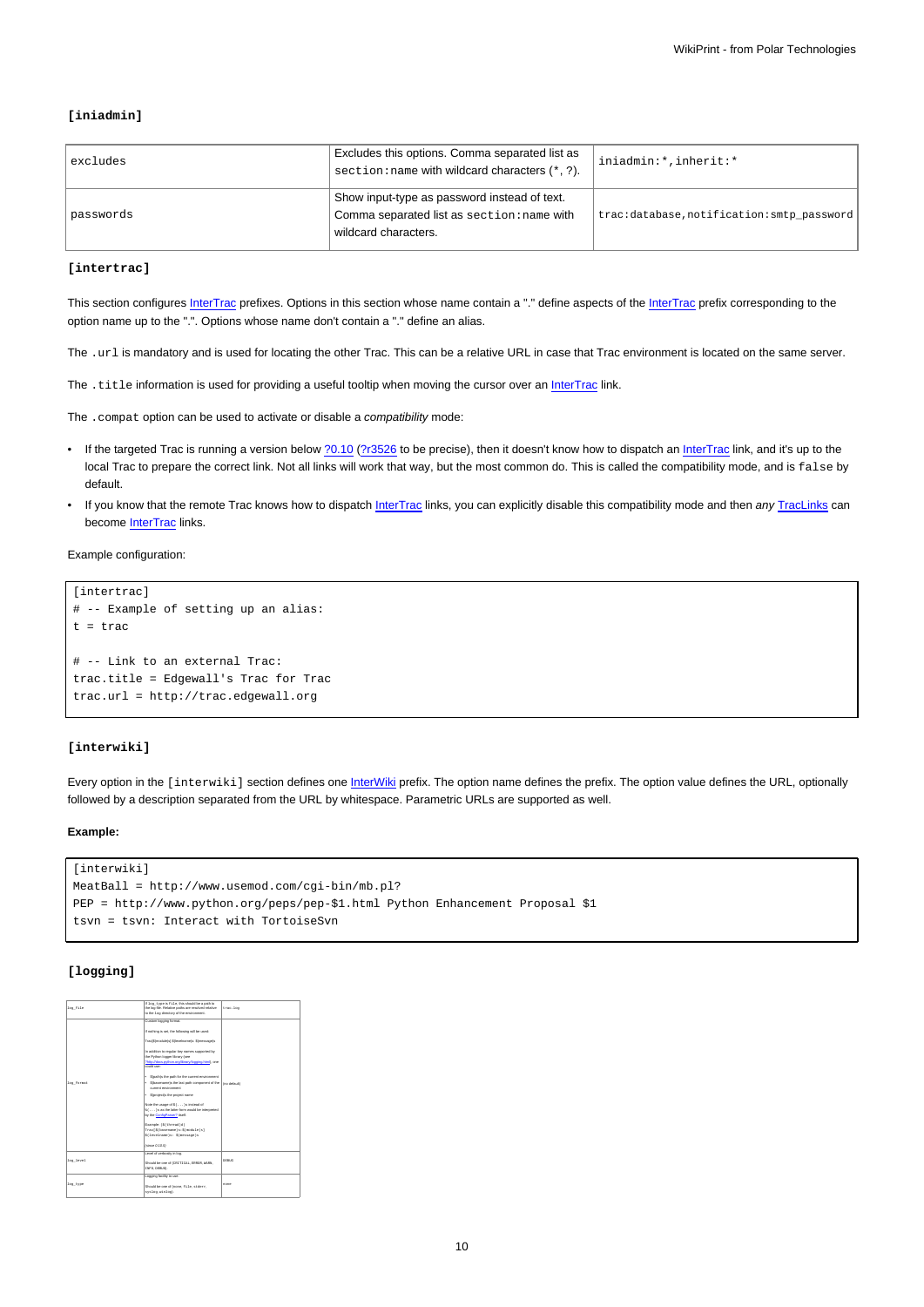#### [iniadmin]

| | | |
|---|---|---|
| excludes | Excludes this options. Comma separated list as `section:name` with wildcard characters (*, ?). | `iniadmin:*,inherit:*` |
| passwords | Show input-type as password instead of text. Comma separated list as `section:name` with wildcard characters. | `trac:database,notification:smtp_password` |

#### [intertrac]

This section configures InterTrac prefixes. Options in this section whose name contain a "." define aspects of the InterTrac prefix corresponding to the option name up to the ".". Options whose name don't contain a "." define an alias.

The `.url` is mandatory and is used for locating the other Trac. This can be a relative URL in case that Trac environment is located on the same server.

The `.title` information is used for providing a useful tooltip when moving the cursor over an InterTrac link.

The `.compat` option can be used to activate or disable a *compatibility* mode:

- If the targeted Trac is running a version below ?0.10 (?r3526 to be precise), then it doesn't know how to dispatch an InterTrac link, and it's up to the local Trac to prepare the correct link. Not all links will work that way, but the most common do. This is called the compatibility mode, and is `false` by default.
- If you know that the remote Trac knows how to dispatch InterTrac links, you can explicitly disable this compatibility mode and then *any* TracLinks can become InterTrac links.

Example configuration:

```
[intertrac]
# -- Example of setting up an alias:
t = trac

# -- Link to an external Trac:
trac.title = Edgewall's Trac for Trac
trac.url = http://trac.edgewall.org
```

#### [interwiki]

Every option in the `[interwiki]` section defines one InterWiki prefix. The option name defines the prefix. The option value defines the URL, optionally followed by a description separated from the URL by whitespace. Parametric URLs are supported as well.

**Example:**

```
[interwiki]
MeatBall = http://www.usemod.com/cgi-bin/mb.pl?
PEP = http://www.python.org/peps/pep-$1.html Python Enhancement Proposal $1
tsvn = tsvn: Interact with TortoiseSvn
```

#### [logging]

| | | |
|---|---|---|
| log_file | If `log_type` is `file`, this should be a path to the log-file. Relative paths are resolved relative to the `log` directory of the environment. | `trac.log` |
| log_format | Custom logging format.<br><br>If nothing is set, the following will be used:<br><br>Trac[$(module)s] $(levelname)s: $(message)s<br><br>In addition to regular key names supported by the Python logger library (see http://docs.python.org/library/logging.html), one could use:<br><br>- $(path)s the path for the current environment<br>- $(basename)s the last path component of the current environment<br>- $(project)s the project name<br><br>Note the usage of `$(...)s` instead of `%(...)s` as the latter form would be interpreted by the ConfigParser itself.<br><br>Example: `($(thread)d) Trac[$(basename)s:$(module)s] $(levelname)s: $(message)s`<br><br>(since 0.10.5) | (no default) |
| log_level | Level of verbosity in log.<br><br>Should be one of (`CRITICAL`, `ERROR`, `WARN`, `INFO`, `DEBUG`). | `DEBUG` |
| log_type | Logging facility to use.<br><br>Should be one of (`none`, `file`, `stderr`, `syslog`, `winlog`). | `none` |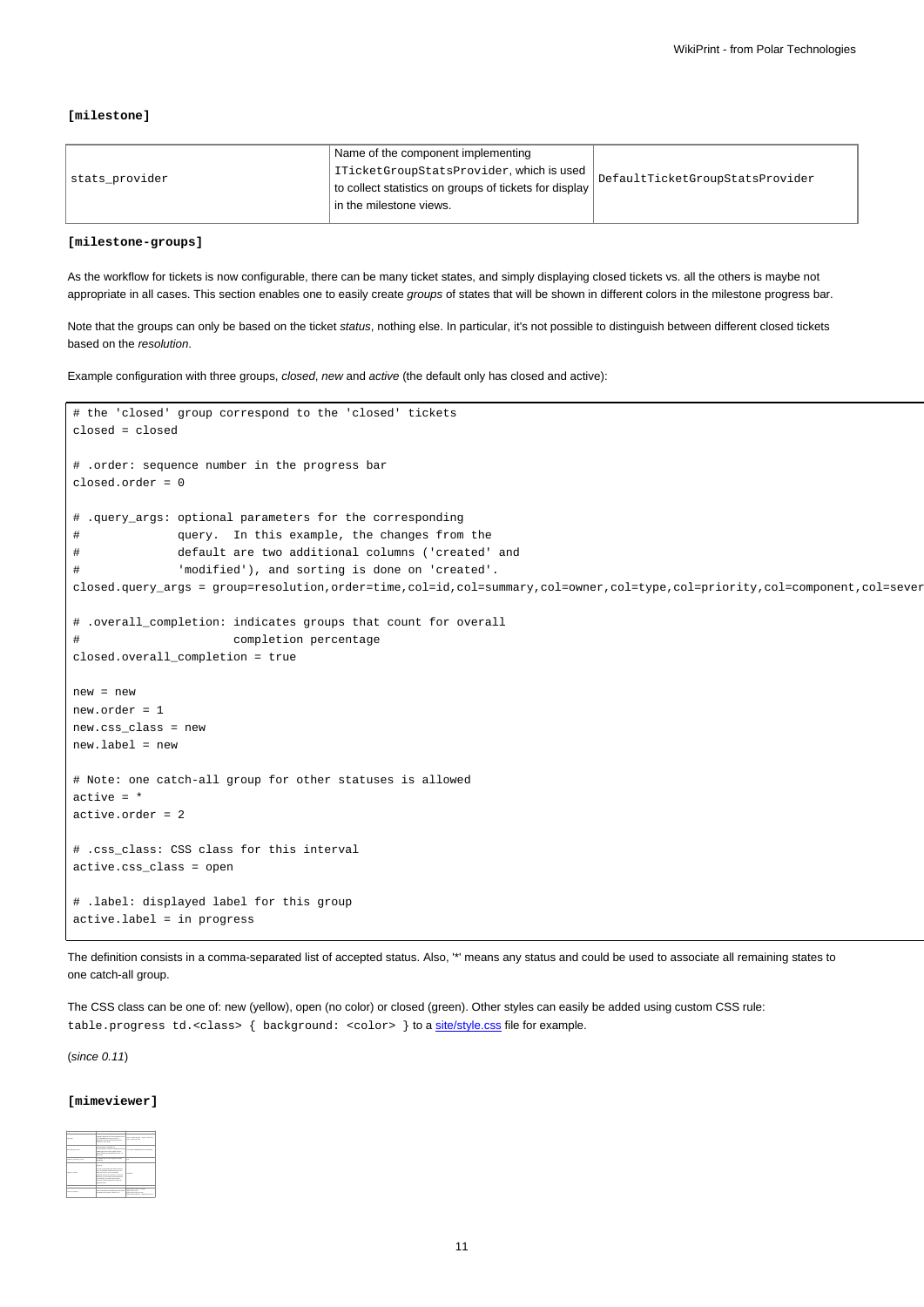**[milestone]**

| | | |
|---|---|---|
| stats_provider | Name of the component implementing ITicketGroupStatsProvider, which is used to collect statistics on groups of tickets for display in the milestone views. | DefaultTicketGroupStatsProvider |

**[milestone-groups]**

As the workflow for tickets is now configurable, there can be many ticket states, and simply displaying closed tickets vs. all the others is maybe not appropriate in all cases. This section enables one to easily create *groups* of states that will be shown in different colors in the milestone progress bar.

Note that the groups can only be based on the ticket *status*, nothing else. In particular, it's not possible to distinguish between different closed tickets based on the *resolution*.

Example configuration with three groups, *closed*, *new* and *active* (the default only has closed and active):

```
# the 'closed' group correspond to the 'closed' tickets
closed = closed

# .order: sequence number in the progress bar
closed.order = 0

# .query_args: optional parameters for the corresponding
#              query.  In this example, the changes from the
#              default are two additional columns ('created' and
#              'modified'), and sorting is done on 'created'.
closed.query_args = group=resolution,order=time,col=id,col=summary,col=owner,col=type,col=priority,col=component,col=sever

# .overall_completion: indicates groups that count for overall
#                      completion percentage
closed.overall_completion = true

new = new
new.order = 1
new.css_class = new
new.label = new

# Note: one catch-all group for other statuses is allowed
active = *
active.order = 2

# .css_class: CSS class for this interval
active.css_class = open

# .label: displayed label for this group
active.label = in progress
```

The definition consists in a comma-separated list of accepted status. Also, '*' means any status and could be used to associate all remaining states to one catch-all group.

The CSS class can be one of: new (yellow), open (no color) or closed (green). Other styles can easily be added using custom CSS rule: `table.progress td.<class> { background: <color> }` to a site/style.css file for example.

(*since 0.11*)

**[mimeviewer]**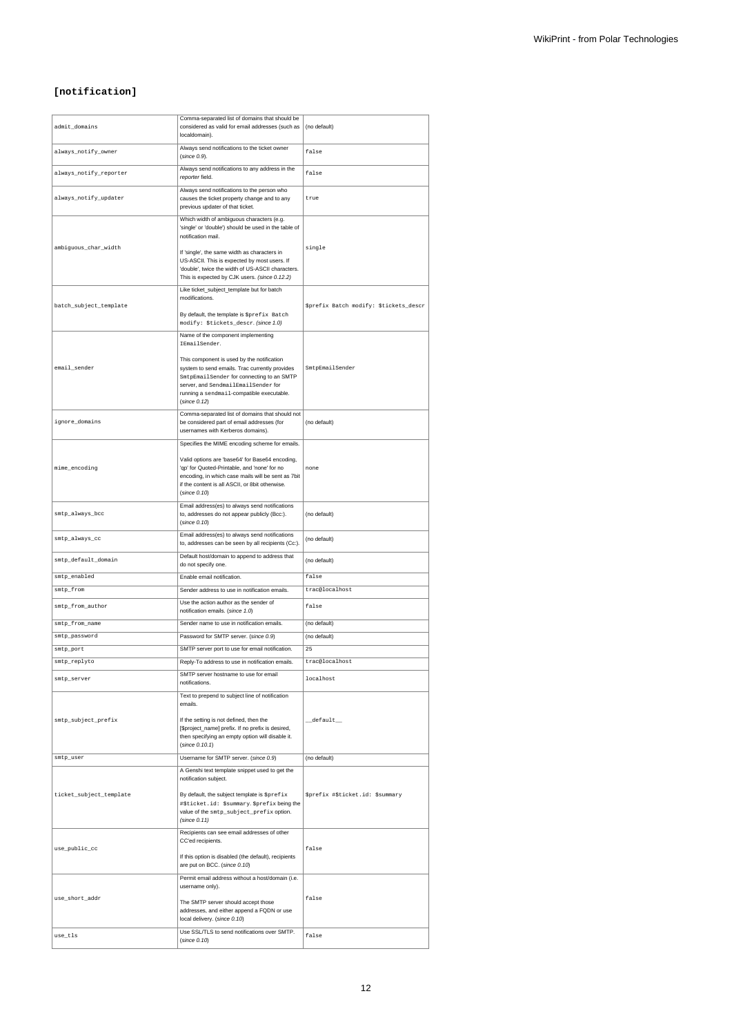## [notification]

| | | |
|---|---|---|
| admit_domains | Comma-separated list of domains that should be considered as valid for email addresses (such as localdomain). | (no default) |
| always_notify_owner | Always send notifications to the ticket owner (*since 0.9*). | false |
| always_notify_reporter | Always send notifications to any address in the *reporter* field. | false |
| always_notify_updater | Always send notifications to the person who causes the ticket property change and to any previous updater of that ticket. | true |
| ambiguous_char_width | Which width of ambiguous characters (e.g. 'single' or 'double') should be used in the table of notification mail.<br><br>If 'single', the same width as characters in US-ASCII. This is expected by most users. If 'double', twice the width of US-ASCII characters. This is expected by CJK users. *(since 0.12.2)* | single |
| batch_subject_template | Like ticket_subject_template but for batch modifications.<br><br>By default, the template is `$prefix Batch modify: $tickets_descr`. *(since 1.0)* | $prefix Batch modify: $tickets_descr |
| email_sender | Name of the component implementing `IEmailSender`.<br><br>This component is used by the notification system to send emails. Trac currently provides `SmtpEmailSender` for connecting to an SMTP server, and `SendmailEmailSender` for running a `sendmail`-compatible executable. (*since 0.12*) | SmtpEmailSender |
| ignore_domains | Comma-separated list of domains that should not be considered part of email addresses (for usernames with Kerberos domains). | (no default) |
| mime_encoding | Specifies the MIME encoding scheme for emails.<br><br>Valid options are 'base64' for Base64 encoding, 'qp' for Quoted-Printable, and 'none' for no encoding, in which case mails will be sent as 7bit if the content is all ASCII, or 8bit otherwise. (*since 0.10*) | none |
| smtp_always_bcc | Email address(es) to always send notifications to, addresses do not appear publicly (Bcc:). (*since 0.10*) | (no default) |
| smtp_always_cc | Email address(es) to always send notifications to, addresses can be seen by all recipients (Cc:). | (no default) |
| smtp_default_domain | Default host/domain to append to address that do not specify one. | (no default) |
| smtp_enabled | Enable email notification. | false |
| smtp_from | Sender address to use in notification emails. | trac@localhost |
| smtp_from_author | Use the action author as the sender of notification emails. (*since 1.0*) | false |
| smtp_from_name | Sender name to use in notification emails. | (no default) |
| smtp_password | Password for SMTP server. (*since 0.9*) | (no default) |
| smtp_port | SMTP server port to use for email notification. | 25 |
| smtp_replyto | Reply-To address to use in notification emails. | trac@localhost |
| smtp_server | SMTP server hostname to use for email notifications. | localhost |
| smtp_subject_prefix | Text to prepend to subject line of notification emails.<br><br>If the setting is not defined, then the [$project_name] prefix. If no prefix is desired, then specifying an empty option will disable it. (*since 0.10.1*) | __default__ |
| smtp_user | Username for SMTP server. (*since 0.9*) | (no default) |
| ticket_subject_template | A Genshi text template snippet used to get the notification subject.<br><br>By default, the subject template is `$prefix #$ticket.id: $summary`. `$prefix` being the value of the `smtp_subject_prefix` option. *(since 0.11)* | $prefix #$ticket.id: $summary |
| use_public_cc | Recipients can see email addresses of other CC'ed recipients.<br><br>If this option is disabled (the default), recipients are put on BCC. (*since 0.10*) | false |
| use_short_addr | Permit email address without a host/domain (i.e. username only).<br><br>The SMTP server should accept those addresses, and either append a FQDN or use local delivery. (*since 0.10*) | false |
| use_tls | Use SSL/TLS to send notifications over SMTP. (*since 0.10*) | false |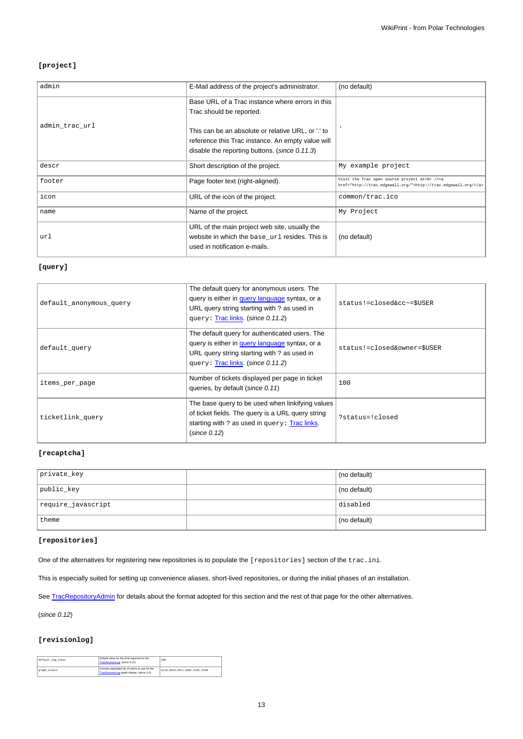#### [project]

| | | |
|---|---|---|
| admin | E-Mail address of the project's administrator. | (no default) |
| admin_trac_url | Base URL of a Trac instance where errors in this Trac should be reported.<br><br>This can be an absolute or relative URL, or '.' to reference this Trac instance. An empty value will disable the reporting buttons. (*since 0.11.3*) | . |
| descr | Short description of the project. | My example project |
| footer | Page footer text (right-aligned). | Visit the Trac open source project at<br /><a href="http://trac.edgewall.org/">http://trac.edgewall.org/</a> |
| icon | URL of the icon of the project. | common/trac.ico |
| name | Name of the project. | My Project |
| url | URL of the main project web site, usually the website in which the base_url resides. This is used in notification e-mails. | (no default) |

#### [query]

| | | |
|---|---|---|
| default_anonymous_query | The default query for anonymous users. The query is either in query language syntax, or a URL query string starting with ? as used in query: Trac links. (*since 0.11.2*) | status!=closed&cc~=$USER |
| default_query | The default query for authenticated users. The query is either in query language syntax, or a URL query string starting with ? as used in query: Trac links. (*since 0.11.2*) | status!=closed&owner=$USER |
| items_per_page | Number of tickets displayed per page in ticket queries, by default (*since 0.11*) | 100 |
| ticketlink_query | The base query to be used when linkifying values of ticket fields. The query is a URL query string starting with ? as used in query: Trac links. (*since 0.12*) | ?status=!closed |

#### [recaptcha]

| | | |
|---|---|---|
| private_key | | (no default) |
| public_key | | (no default) |
| require_javascript | | disabled |
| theme | | (no default) |

#### [repositories]

One of the alternatives for registering new repositories is to populate the [repositories] section of the trac.ini.

This is especially suited for setting up convenience aliases, short-lived repositories, or during the initial phases of an installation.

See TracRepositoryAdmin for details about the format adopted for this section and the rest of that page for the other alternatives.

(*since 0.12*)

#### [revisionlog]

| | | |
|---|---|---|
| default_log_limit | Default value for the limit argument in the TracRevisionLog. (*since 0.12*) | 100 |
| graph_colors | Comma-separated list of colors to use for the TracRevisionLog graph display. (*since 1.0*) | #cc0,#0c0,#0cc,#00c,#c0c,#c00 |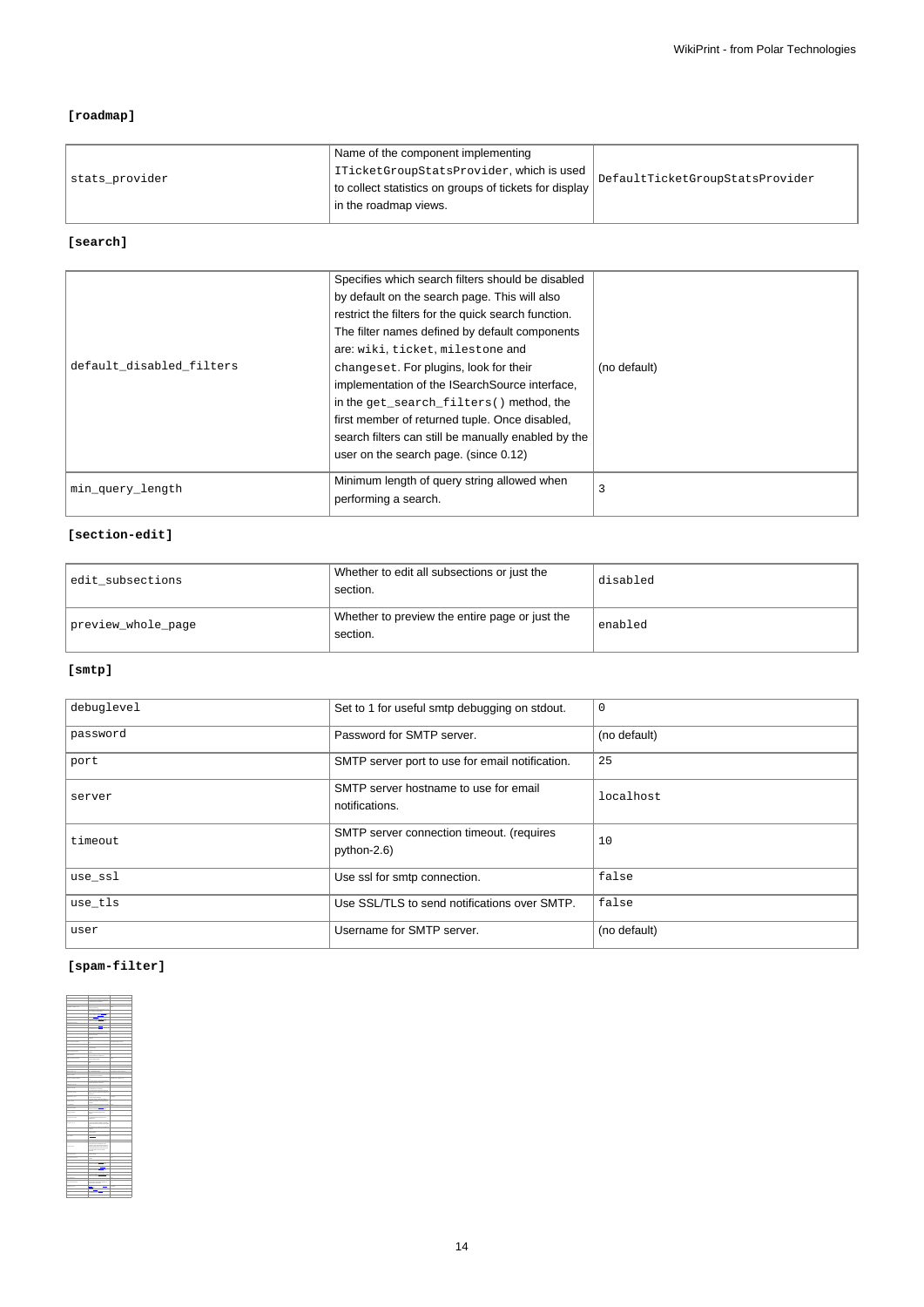**[roadmap]**

| | | |
|---|---|---|
| stats_provider | Name of the component implementing `ITicketGroupStatsProvider`, which is used to collect statistics on groups of tickets for display in the roadmap views. | `DefaultTicketGroupStatsProvider` |

**[search]**

| | | |
|---|---|---|
| default_disabled_filters | Specifies which search filters should be disabled by default on the search page. This will also restrict the filters for the quick search function. The filter names defined by default components are: `wiki`, `ticket`, `milestone` and `changeset`. For plugins, look for their implementation of the ISearchSource interface, in the `get_search_filters()` method, the first member of returned tuple. Once disabled, search filters can still be manually enabled by the user on the search page. (since 0.12) | (no default) |
| min_query_length | Minimum length of query string allowed when performing a search. | `3` |

**[section-edit]**

| | | |
|---|---|---|
| edit_subsections | Whether to edit all subsections or just the section. | `disabled` |
| preview_whole_page | Whether to preview the entire page or just the section. | `enabled` |

**[smtp]**

| | | |
|---|---|---|
| debuglevel | Set to 1 for useful smtp debugging on stdout. | `0` |
| password | Password for SMTP server. | (no default) |
| port | SMTP server port to use for email notification. | `25` |
| server | SMTP server hostname to use for email notifications. | `localhost` |
| timeout | SMTP server connection timeout. (requires python-2.6) | `10` |
| use_ssl | Use ssl for smtp connection. | `false` |
| use_tls | Use SSL/TLS to send notifications over SMTP. | `false` |
| user | Username for SMTP server. | (no default) |

**[spam-filter]**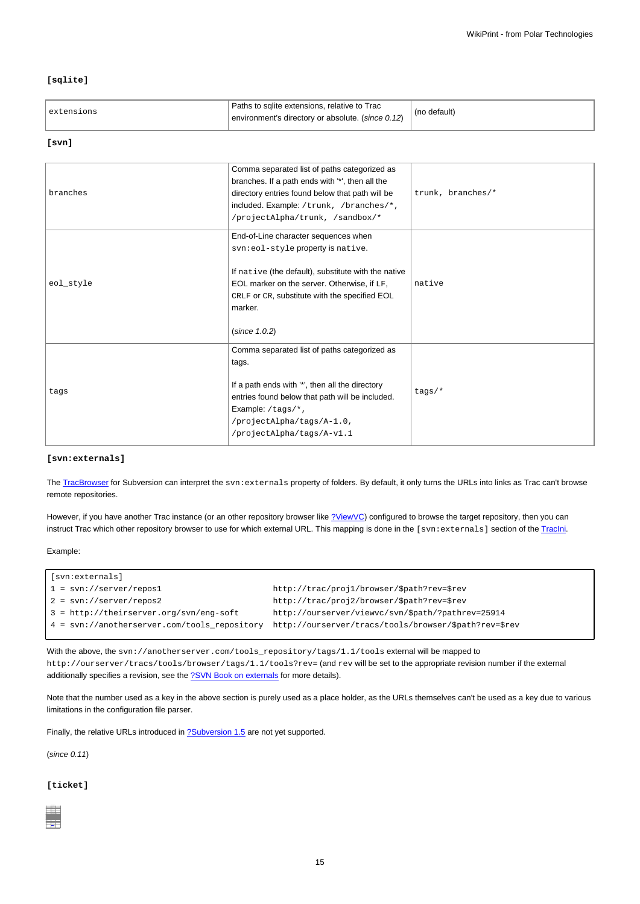#### [sqlite]

| | | |
|---|---|---|
| extensions | Paths to sqlite extensions, relative to Trac environment's directory or absolute. (*since 0.12*) | (no default) |

#### [svn]

| | | |
|---|---|---|
| branches | Comma separated list of paths categorized as branches. If a path ends with '*', then all the directory entries found below that path will be included. Example: `/trunk, /branches/*, /projectAlpha/trunk, /sandbox/*` | `trunk, branches/*` |
| eol_style | End-of-Line character sequences when `svn:eol-style` property is `native`.<br><br>If `native` (the default), substitute with the native EOL marker on the server. Otherwise, if `LF`, `CRLF` or `CR`, substitute with the specified EOL marker.<br><br>(*since 1.0.2*) | `native` |
| tags | Comma separated list of paths categorized as tags.<br><br>If a path ends with '*', then all the directory entries found below that path will be included. Example: `/tags/*, /projectAlpha/tags/A-1.0, /projectAlpha/tags/A-v1.1` | `tags/*` |

#### [svn:externals]

The TracBrowser for Subversion can interpret the `svn:externals` property of folders. By default, it only turns the URLs into links as Trac can't browse remote repositories.

However, if you have another Trac instance (or an other repository browser like ?ViewVC) configured to browse the target repository, then you can instruct Trac which other repository browser to use for which external URL. This mapping is done in the `[svn:externals]` section of the TracIni.

Example:

```
[svn:externals]
1 = svn://server/repos1                       http://trac/proj1/browser/$path?rev=$rev
2 = svn://server/repos2                       http://trac/proj2/browser/$path?rev=$rev
3 = http://theirserver.org/svn/eng-soft       http://ourserver/viewvc/svn/$path/?pathrev=25914
4 = svn://anotherserver.com/tools_repository  http://ourserver/tracs/tools/browser/$path?rev=$rev
```

With the above, the `svn://anotherserver.com/tools_repository/tags/1.1/tools` external will be mapped to `http://ourserver/tracs/tools/browser/tags/1.1/tools?rev=` (and `rev` will be set to the appropriate revision number if the external additionally specifies a revision, see the ?SVN Book on externals for more details).

Note that the number used as a key in the above section is purely used as a place holder, as the URLs themselves can't be used as a key due to various limitations in the configuration file parser.

Finally, the relative URLs introduced in ?Subversion 1.5 are not yet supported.

(*since 0.11*)

#### [ticket]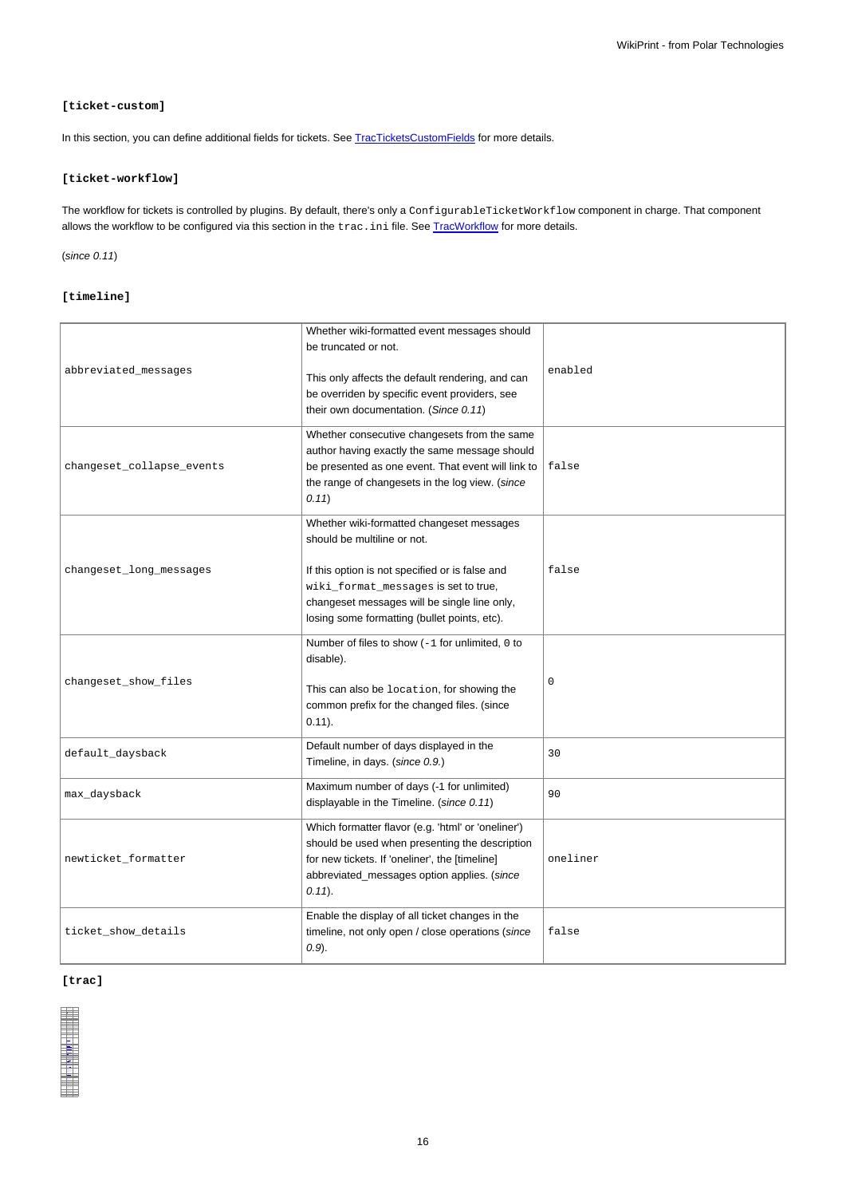#### `[ticket-custom]`

In this section, you can define additional fields for tickets. See TracTicketsCustomFields for more details.

#### `[ticket-workflow]`

The workflow for tickets is controlled by plugins. By default, there's only a `ConfigurableTicketWorkflow` component in charge. That component allows the workflow to be configured via this section in the `trac.ini` file. See TracWorkflow for more details.

(*since 0.11*)

#### `[timeline]`

| | | |
|---|---|---|
| `abbreviated_messages` | Whether wiki-formatted event messages should be truncated or not.<br><br>This only affects the default rendering, and can be overriden by specific event providers, see their own documentation. (*Since 0.11*) | `enabled` |
| `changeset_collapse_events` | Whether consecutive changesets from the same author having exactly the same message should be presented as one event. That event will link to the range of changesets in the log view. (*since 0.11*) | `false` |
| `changeset_long_messages` | Whether wiki-formatted changeset messages should be multiline or not.<br><br>If this option is not specified or is false and `wiki_format_messages` is set to true, changeset messages will be single line only, losing some formatting (bullet points, etc). | `false` |
| `changeset_show_files` | Number of files to show (`-1` for unlimited, `0` to disable).<br><br>This can also be `location`, for showing the common prefix for the changed files. (since 0.11). | `0` |
| `default_daysback` | Default number of days displayed in the Timeline, in days. (*since 0.9.*) | `30` |
| `max_daysback` | Maximum number of days (-1 for unlimited) displayable in the Timeline. (*since 0.11*) | `90` |
| `newticket_formatter` | Which formatter flavor (e.g. 'html' or 'oneliner') should be used when presenting the description for new tickets. If 'oneliner', the [timeline] abbreviated_messages option applies. (*since 0.11*). | `oneliner` |
| `ticket_show_details` | Enable the display of all ticket changes in the timeline, not only open / close operations (*since 0.9*). | `false` |

#### `[trac]`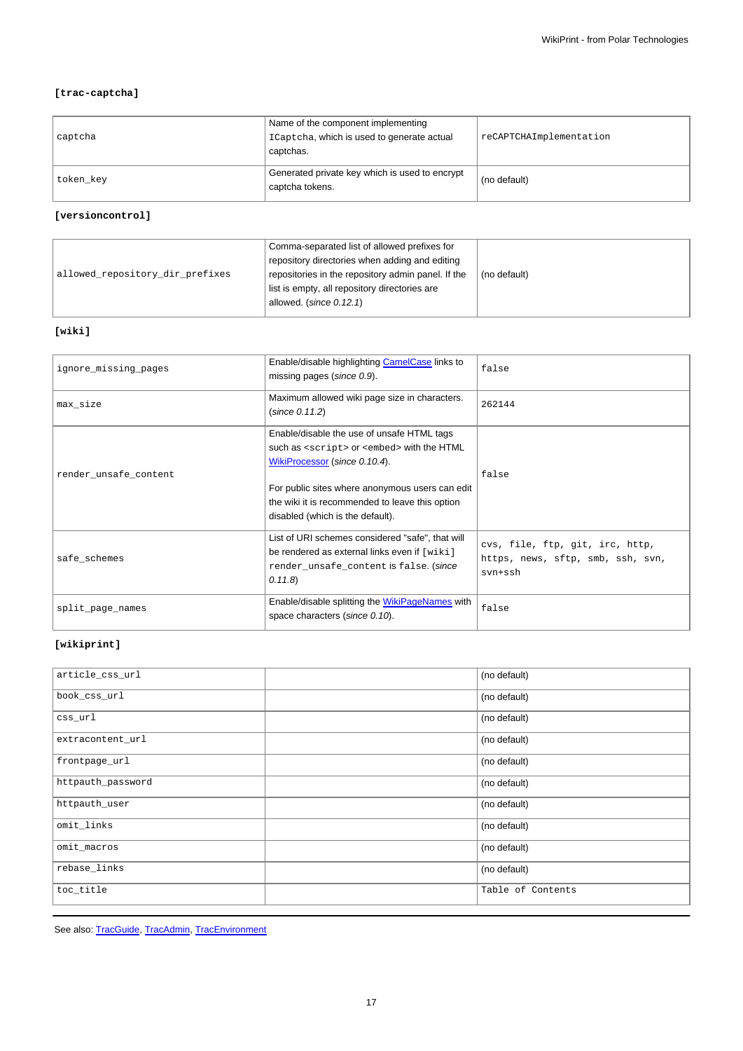#### [trac-captcha]

| | | |
|---|---|---|
| captcha | Name of the component implementing ICaptcha, which is used to generate actual captchas. | reCAPTCHAImplementation |
| token_key | Generated private key which is used to encrypt captcha tokens. | (no default) |

#### [versioncontrol]

| | | |
|---|---|---|
| allowed_repository_dir_prefixes | Comma-separated list of allowed prefixes for repository directories when adding and editing repositories in the repository admin panel. If the list is empty, all repository directories are allowed. (*since 0.12.1*) | (no default) |

#### [wiki]

| | | |
|---|---|---|
| ignore_missing_pages | Enable/disable highlighting CamelCase links to missing pages (*since 0.9*). | false |
| max_size | Maximum allowed wiki page size in characters. (*since 0.11.2*) | 262144 |
| render_unsafe_content | Enable/disable the use of unsafe HTML tags such as <script> or <embed> with the HTML WikiProcessor (*since 0.10.4*).<br><br>For public sites where anonymous users can edit the wiki it is recommended to leave this option disabled (which is the default). | false |
| safe_schemes | List of URI schemes considered "safe", that will be rendered as external links even if [wiki] render_unsafe_content is false. (*since 0.11.8*) | cvs, file, ftp, git, irc, http, https, news, sftp, smb, ssh, svn, svn+ssh |
| split_page_names | Enable/disable splitting the WikiPageNames with space characters (*since 0.10*). | false |

#### [wikiprint]

| | | |
|---|---|---|
| article_css_url | | (no default) |
| book_css_url | | (no default) |
| css_url | | (no default) |
| extracontent_url | | (no default) |
| frontpage_url | | (no default) |
| httpauth_password | | (no default) |
| httpauth_user | | (no default) |
| omit_links | | (no default) |
| omit_macros | | (no default) |
| rebase_links | | (no default) |
| toc_title | | Table of Contents |

---

See also: TracGuide, TracAdmin, TracEnvironment